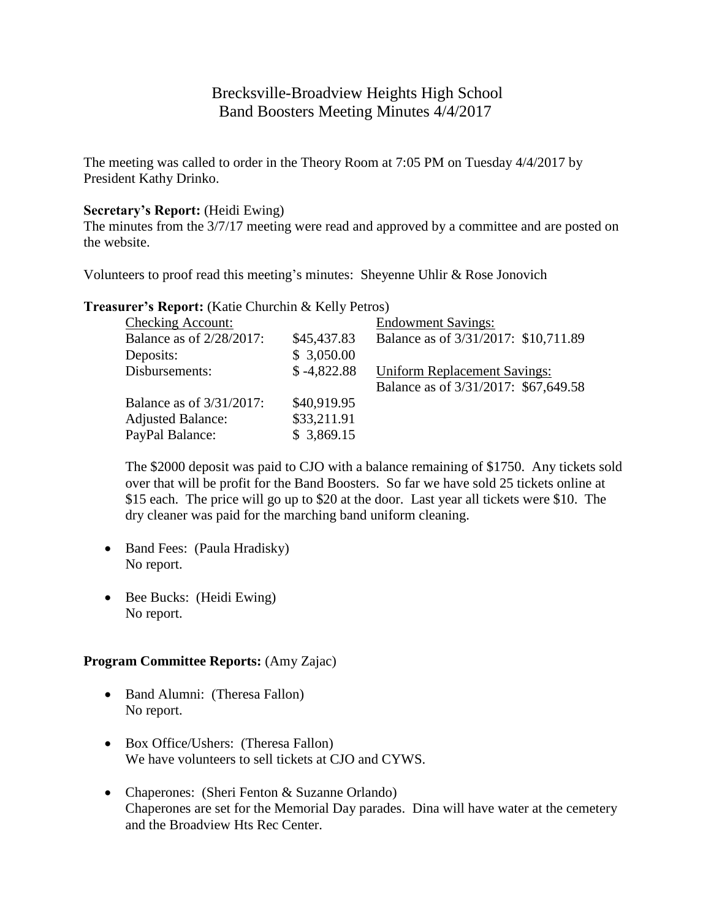# Brecksville-Broadview Heights High School Band Boosters Meeting Minutes 4/4/2017

The meeting was called to order in the Theory Room at 7:05 PM on Tuesday 4/4/2017 by President Kathy Drinko.

**Secretary's Report:** (Heidi Ewing)
The minutes from the 3/7/17 meeting were read and approved by a committee and are posted on the website.

Volunteers to proof read this meeting's minutes: Sheyenne Uhlir & Rose Jonovich

**Treasurer's Report:** (Katie Churchin & Kelly Petros)

| Checking Account: | | Endowment Savings: |
|---|---|---|
| Balance as of 2/28/2017: | \$45,437.83 | Balance as of 3/31/2017: \$10,711.89 |
| Deposits: | \$ 3,050.00 | |
| Disbursements: | \$ -4,822.88 | Uniform Replacement Savings: |
| | | Balance as of 3/31/2017: \$67,649.58 |
| Balance as of 3/31/2017: | \$40,919.95 | |
| Adjusted Balance: | \$33,211.91 | |
| PayPal Balance: | \$ 3,869.15 | |

The \$2000 deposit was paid to CJO with a balance remaining of \$1750. Any tickets sold over that will be profit for the Band Boosters. So far we have sold 25 tickets online at \$15 each. The price will go up to \$20 at the door. Last year all tickets were \$10. The dry cleaner was paid for the marching band uniform cleaning.

- Band Fees: (Paula Hradisky)
  No report.
- Bee Bucks: (Heidi Ewing)
  No report.

**Program Committee Reports:** (Amy Zajac)

- Band Alumni: (Theresa Fallon)
  No report.
- Box Office/Ushers: (Theresa Fallon)
  We have volunteers to sell tickets at CJO and CYWS.
- Chaperones: (Sheri Fenton & Suzanne Orlando)
  Chaperones are set for the Memorial Day parades. Dina will have water at the cemetery and the Broadview Hts Rec Center.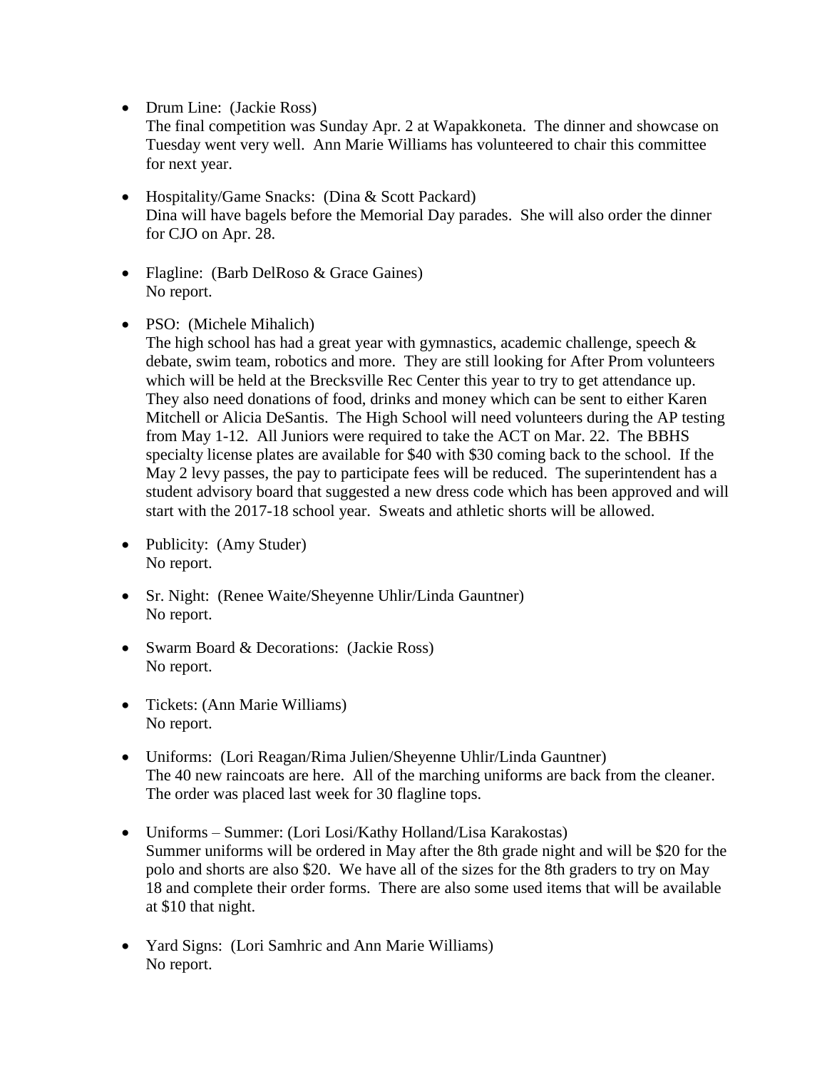- Drum Line: (Jackie Ross)
  The final competition was Sunday Apr. 2 at Wapakkoneta. The dinner and showcase on Tuesday went very well. Ann Marie Williams has volunteered to chair this committee for next year.

- Hospitality/Game Snacks: (Dina & Scott Packard)
  Dina will have bagels before the Memorial Day parades. She will also order the dinner for CJO on Apr. 28.

- Flagline: (Barb DelRoso & Grace Gaines)
  No report.

- PSO: (Michele Mihalich)
  The high school has had a great year with gymnastics, academic challenge, speech & debate, swim team, robotics and more. They are still looking for After Prom volunteers which will be held at the Brecksville Rec Center this year to try to get attendance up. They also need donations of food, drinks and money which can be sent to either Karen Mitchell or Alicia DeSantis. The High School will need volunteers during the AP testing from May 1-12. All Juniors were required to take the ACT on Mar. 22. The BBHS specialty license plates are available for $40 with $30 coming back to the school. If the May 2 levy passes, the pay to participate fees will be reduced. The superintendent has a student advisory board that suggested a new dress code which has been approved and will start with the 2017-18 school year. Sweats and athletic shorts will be allowed.

- Publicity: (Amy Studer)
  No report.

- Sr. Night: (Renee Waite/Sheyenne Uhlir/Linda Gauntner)
  No report.

- Swarm Board & Decorations: (Jackie Ross)
  No report.

- Tickets: (Ann Marie Williams)
  No report.

- Uniforms: (Lori Reagan/Rima Julien/Sheyenne Uhlir/Linda Gauntner)
  The 40 new raincoats are here. All of the marching uniforms are back from the cleaner. The order was placed last week for 30 flagline tops.

- Uniforms – Summer: (Lori Losi/Kathy Holland/Lisa Karakostas)
  Summer uniforms will be ordered in May after the 8th grade night and will be $20 for the polo and shorts are also $20. We have all of the sizes for the 8th graders to try on May 18 and complete their order forms. There are also some used items that will be available at $10 that night.

- Yard Signs: (Lori Samhric and Ann Marie Williams)
  No report.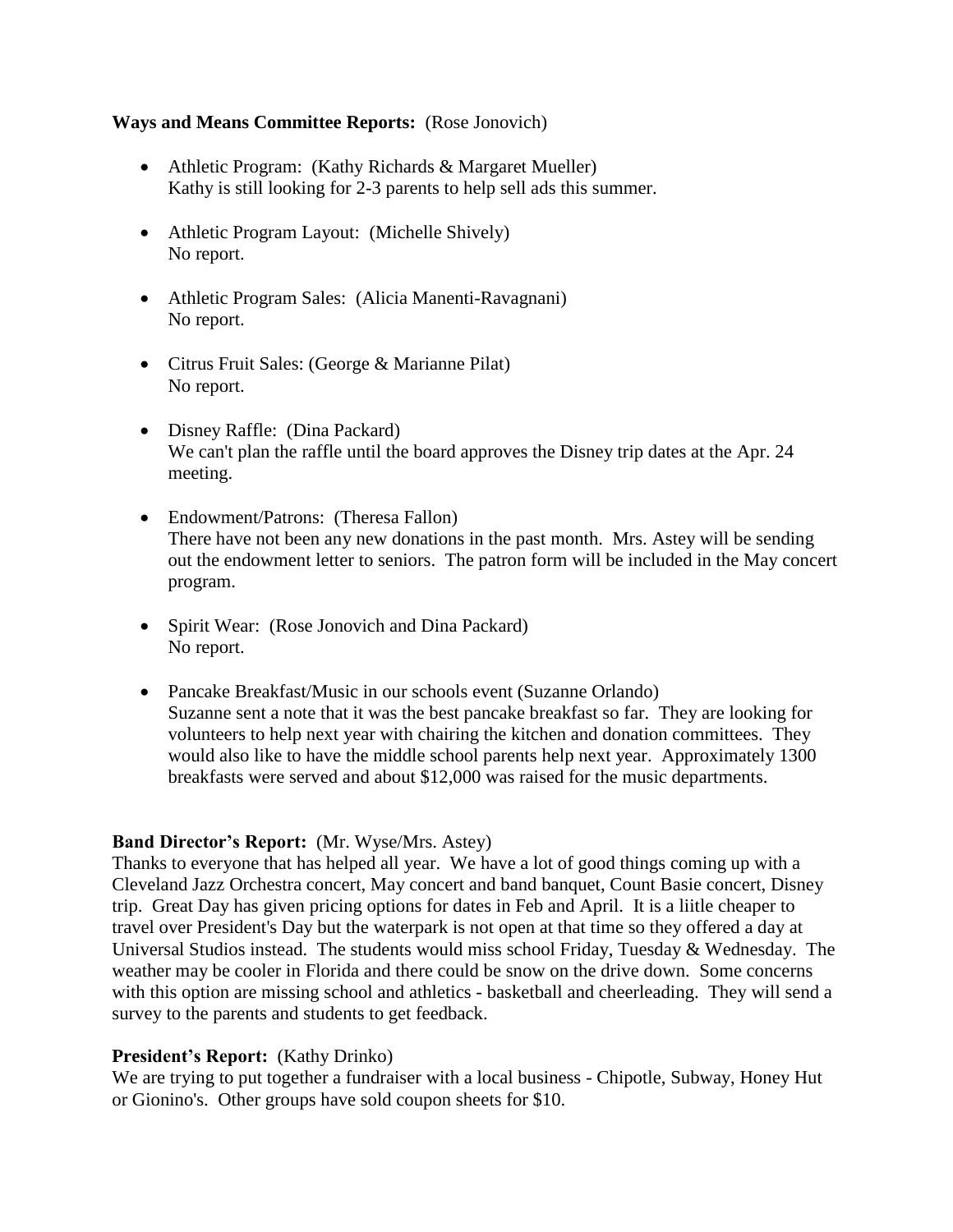**Ways and Means Committee Reports:** (Rose Jonovich)

- Athletic Program: (Kathy Richards & Margaret Mueller)
  Kathy is still looking for 2-3 parents to help sell ads this summer.

- Athletic Program Layout: (Michelle Shively)
  No report.

- Athletic Program Sales: (Alicia Manenti-Ravagnani)
  No report.

- Citrus Fruit Sales: (George & Marianne Pilat)
  No report.

- Disney Raffle: (Dina Packard)
  We can't plan the raffle until the board approves the Disney trip dates at the Apr. 24 meeting.

- Endowment/Patrons: (Theresa Fallon)
  There have not been any new donations in the past month. Mrs. Astey will be sending out the endowment letter to seniors. The patron form will be included in the May concert program.

- Spirit Wear: (Rose Jonovich and Dina Packard)
  No report.

- Pancake Breakfast/Music in our schools event (Suzanne Orlando)
  Suzanne sent a note that it was the best pancake breakfast so far. They are looking for volunteers to help next year with chairing the kitchen and donation committees. They would also like to have the middle school parents help next year. Approximately 1300 breakfasts were served and about $12,000 was raised for the music departments.

**Band Director's Report:** (Mr. Wyse/Mrs. Astey)
Thanks to everyone that has helped all year. We have a lot of good things coming up with a Cleveland Jazz Orchestra concert, May concert and band banquet, Count Basie concert, Disney trip. Great Day has given pricing options for dates in Feb and April. It is a liitle cheaper to travel over President's Day but the waterpark is not open at that time so they offered a day at Universal Studios instead. The students would miss school Friday, Tuesday & Wednesday. The weather may be cooler in Florida and there could be snow on the drive down. Some concerns with this option are missing school and athletics - basketball and cheerleading. They will send a survey to the parents and students to get feedback.

**President's Report:** (Kathy Drinko)
We are trying to put together a fundraiser with a local business - Chipotle, Subway, Honey Hut or Gionino's. Other groups have sold coupon sheets for $10.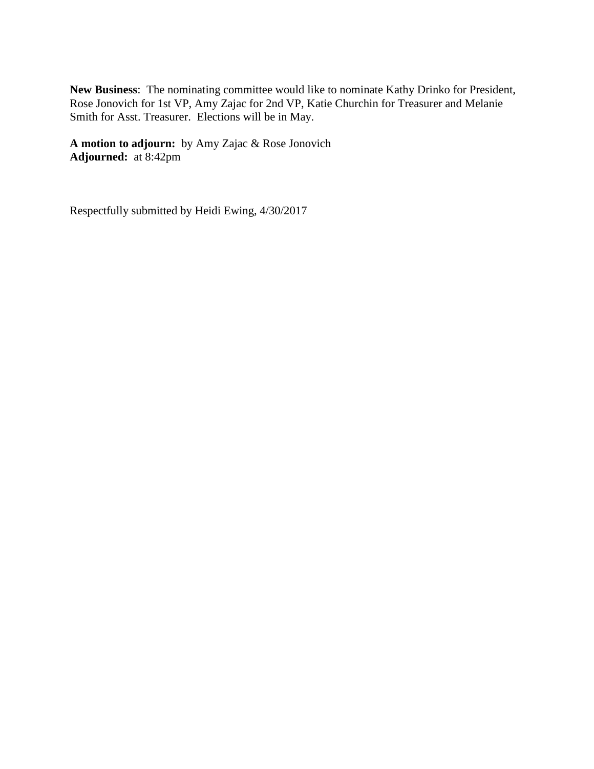**New Business**: The nominating committee would like to nominate Kathy Drinko for President, Rose Jonovich for 1st VP, Amy Zajac for 2nd VP, Katie Churchin for Treasurer and Melanie Smith for Asst. Treasurer. Elections will be in May.

**A motion to adjourn:** by Amy Zajac & Rose Jonovich
**Adjourned:** at 8:42pm

Respectfully submitted by Heidi Ewing, 4/30/2017